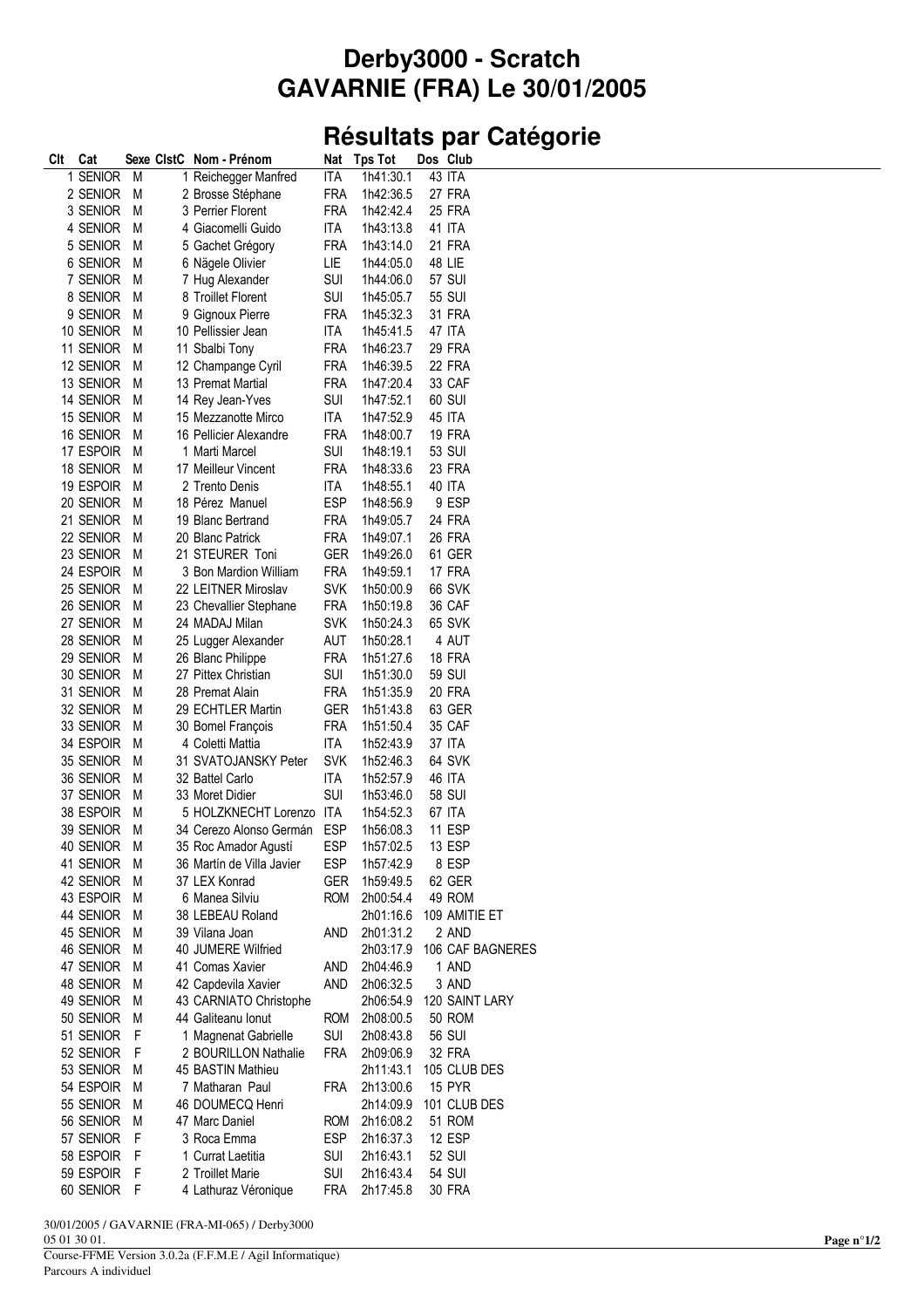# Derby3000 - Scratch
# GAVARNIE (FRA) Le 30/01/2005

## Résultats par Catégorie

| Clt | Cat | Sexe | ClstC | Nom - Prénom | Nat | Tps Tot | Dos | Club |
|---|---|---|---|---|---|---|---|---|
| 1 | SENIOR | M | 1 | Reichegger Manfred | ITA | 1h41:30.1 | 43 | ITA |
| 2 | SENIOR | M | 2 | Brosse Stéphane | FRA | 1h42:36.5 | 27 | FRA |
| 3 | SENIOR | M | 3 | Perrier Florent | FRA | 1h42:42.4 | 25 | FRA |
| 4 | SENIOR | M | 4 | Giacomelli Guido | ITA | 1h43:13.8 | 41 | ITA |
| 5 | SENIOR | M | 5 | Gachet Grégory | FRA | 1h43:14.0 | 21 | FRA |
| 6 | SENIOR | M | 6 | Nägele Olivier | LIE | 1h44:05.0 | 48 | LIE |
| 7 | SENIOR | M | 7 | Hug Alexander | SUI | 1h44:06.0 | 57 | SUI |
| 8 | SENIOR | M | 8 | Troillet Florent | SUI | 1h45:05.7 | 55 | SUI |
| 9 | SENIOR | M | 9 | Gignoux Pierre | FRA | 1h45:32.3 | 31 | FRA |
| 10 | SENIOR | M | 10 | Pellissier Jean | ITA | 1h45:41.5 | 47 | ITA |
| 11 | SENIOR | M | 11 | Sbalbi Tony | FRA | 1h46:23.7 | 29 | FRA |
| 12 | SENIOR | M | 12 | Champange Cyril | FRA | 1h46:39.5 | 22 | FRA |
| 13 | SENIOR | M | 13 | Premat Martial | FRA | 1h47:20.4 | 33 | CAF |
| 14 | SENIOR | M | 14 | Rey Jean-Yves | SUI | 1h47:52.1 | 60 | SUI |
| 15 | SENIOR | M | 15 | Mezzanotte Mirco | ITA | 1h47:52.9 | 45 | ITA |
| 16 | SENIOR | M | 16 | Pellicier Alexandre | FRA | 1h48:00.7 | 19 | FRA |
| 17 | ESPOIR | M | 1 | Marti Marcel | SUI | 1h48:19.1 | 53 | SUI |
| 18 | SENIOR | M | 17 | Meilleur Vincent | FRA | 1h48:33.6 | 23 | FRA |
| 19 | ESPOIR | M | 2 | Trento Denis | ITA | 1h48:55.1 | 40 | ITA |
| 20 | SENIOR | M | 18 | Pérez Manuel | ESP | 1h48:56.9 | 9 | ESP |
| 21 | SENIOR | M | 19 | Blanc Bertrand | FRA | 1h49:05.7 | 24 | FRA |
| 22 | SENIOR | M | 20 | Blanc Patrick | FRA | 1h49:07.1 | 26 | FRA |
| 23 | SENIOR | M | 21 | STEURER Toni | GER | 1h49:26.0 | 61 | GER |
| 24 | ESPOIR | M | 3 | Bon Mardion William | FRA | 1h49:59.1 | 17 | FRA |
| 25 | SENIOR | M | 22 | LEITNER Miroslav | SVK | 1h50:00.9 | 66 | SVK |
| 26 | SENIOR | M | 23 | Chevallier Stephane | FRA | 1h50:19.8 | 36 | CAF |
| 27 | SENIOR | M | 24 | MADAJ Milan | SVK | 1h50:24.3 | 65 | SVK |
| 28 | SENIOR | M | 25 | Lugger Alexander | AUT | 1h50:28.1 | 4 | AUT |
| 29 | SENIOR | M | 26 | Blanc Philippe | FRA | 1h51:27.6 | 18 | FRA |
| 30 | SENIOR | M | 27 | Pittex Christian | SUI | 1h51:30.0 | 59 | SUI |
| 31 | SENIOR | M | 28 | Premat Alain | FRA | 1h51:35.9 | 20 | FRA |
| 32 | SENIOR | M | 29 | ECHTLER Martin | GER | 1h51:43.8 | 63 | GER |
| 33 | SENIOR | M | 30 | Bomel François | FRA | 1h51:50.4 | 35 | CAF |
| 34 | ESPOIR | M | 4 | Coletti Mattia | ITA | 1h52:43.9 | 37 | ITA |
| 35 | SENIOR | M | 31 | SVATOJANSKY Peter | SVK | 1h52:46.3 | 64 | SVK |
| 36 | SENIOR | M | 32 | Battel Carlo | ITA | 1h52:57.9 | 46 | ITA |
| 37 | SENIOR | M | 33 | Moret Didier | SUI | 1h53:46.0 | 58 | SUI |
| 38 | ESPOIR | M | 5 | HOLZKNECHT Lorenzo | ITA | 1h54:52.3 | 67 | ITA |
| 39 | SENIOR | M | 34 | Cerezo Alonso Germán | ESP | 1h56:08.3 | 11 | ESP |
| 40 | SENIOR | M | 35 | Roc Amador Agustí | ESP | 1h57:02.5 | 13 | ESP |
| 41 | SENIOR | M | 36 | Martín de Villa Javier | ESP | 1h57:42.9 | 8 | ESP |
| 42 | SENIOR | M | 37 | LEX Konrad | GER | 1h59:49.5 | 62 | GER |
| 43 | ESPOIR | M | 6 | Manea Silviu | ROM | 2h00:54.4 | 49 | ROM |
| 44 | SENIOR | M | 38 | LEBEAU Roland | | 2h01:16.6 | 109 | AMITIE ET |
| 45 | SENIOR | M | 39 | Vilana Joan | AND | 2h01:31.2 | 2 | AND |
| 46 | SENIOR | M | 40 | JUMERE Wilfried | | 2h03:17.9 | 106 | CAF BAGNERES |
| 47 | SENIOR | M | 41 | Comas Xavier | AND | 2h04:46.9 | 1 | AND |
| 48 | SENIOR | M | 42 | Capdevila Xavier | AND | 2h06:32.5 | 3 | AND |
| 49 | SENIOR | M | 43 | CARNIATO Christophe | | 2h06:54.9 | 120 | SAINT LARY |
| 50 | SENIOR | M | 44 | Galiteanu Ionut | ROM | 2h08:00.5 | 50 | ROM |
| 51 | SENIOR | F | 1 | Magnenat Gabrielle | SUI | 2h08:43.8 | 56 | SUI |
| 52 | SENIOR | F | 2 | BOURILLON Nathalie | FRA | 2h09:06.9 | 32 | FRA |
| 53 | SENIOR | M | 45 | BASTIN Mathieu | | 2h11:43.1 | 105 | CLUB DES |
| 54 | ESPOIR | M | 7 | Matharan Paul | FRA | 2h13:00.6 | 15 | PYR |
| 55 | SENIOR | M | 46 | DOUMECQ Henri | | 2h14:09.9 | 101 | CLUB DES |
| 56 | SENIOR | M | 47 | Marc Daniel | ROM | 2h16:08.2 | 51 | ROM |
| 57 | SENIOR | F | 3 | Roca Emma | ESP | 2h16:37.3 | 12 | ESP |
| 58 | ESPOIR | F | 1 | Currat Laetitia | SUI | 2h16:43.1 | 52 | SUI |
| 59 | ESPOIR | F | 2 | Troillet Marie | SUI | 2h16:43.4 | 54 | SUI |
| 60 | SENIOR | F | 4 | Lathuraz Véronique | FRA | 2h17:45.8 | 30 | FRA |

30/01/2005 / GAVARNIE (FRA-MI-065) / Derby3000
05 01 30 01.
Course-FFME Version 3.0.2a (F.F.M.E / Agil Informatique)
Parcours A individuel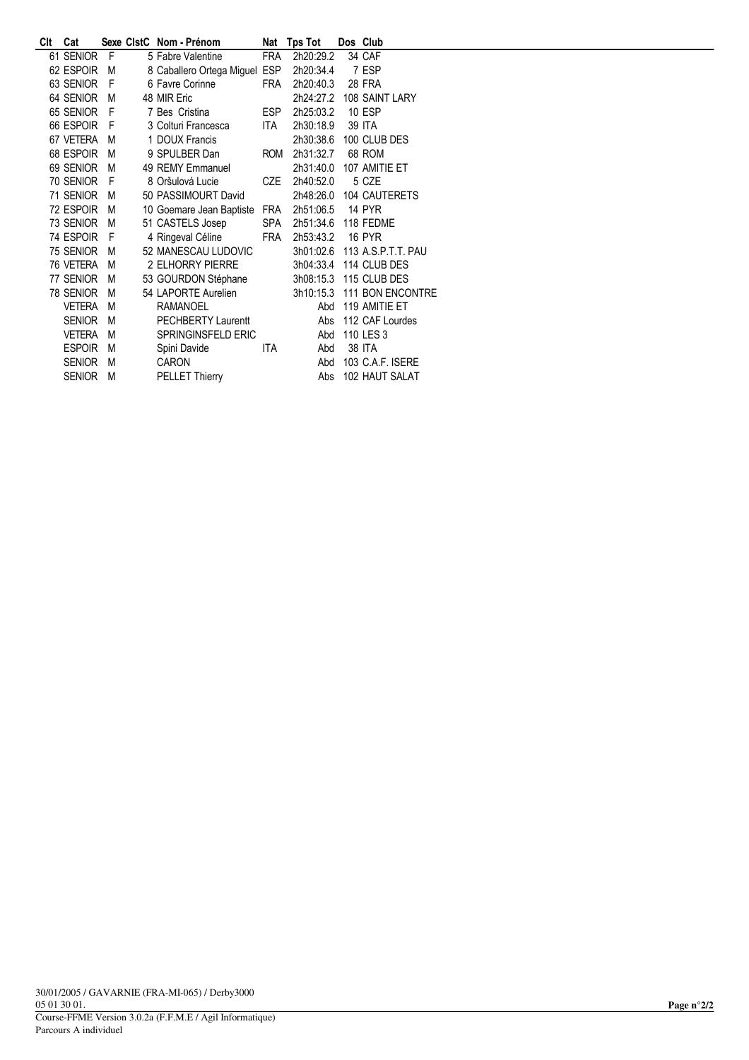| Clt | Cat | Sexe | ClstC | Nom - Prénom | Nat | Tps Tot | Dos | Club |
|---|---|---|---|---|---|---|---|---|
| 61 | SENIOR | F | 5 | Fabre Valentine | FRA | 2h20:29.2 | 34 | CAF |
| 62 | ESPOIR | M | 8 | Caballero Ortega Miguel | ESP | 2h20:34.4 | 7 | ESP |
| 63 | SENIOR | F | 6 | Favre Corinne | FRA | 2h20:40.3 | 28 | FRA |
| 64 | SENIOR | M | 48 | MIR Eric | | 2h24:27.2 | 108 | SAINT LARY |
| 65 | SENIOR | F | 7 | Bes Cristina | ESP | 2h25:03.2 | 10 | ESP |
| 66 | ESPOIR | F | 3 | Colturi Francesca | ITA | 2h30:18.9 | 39 | ITA |
| 67 | VETERA | M | 1 | DOUX Francis | | 2h30:38.6 | 100 | CLUB DES |
| 68 | ESPOIR | M | 9 | SPULBER Dan | ROM | 2h31:32.7 | 68 | ROM |
| 69 | SENIOR | M | 49 | REMY Emmanuel | | 2h31:40.0 | 107 | AMITIE ET |
| 70 | SENIOR | F | 8 | Oršulová Lucie | CZE | 2h40:52.0 | 5 | CZE |
| 71 | SENIOR | M | 50 | PASSIMOURT David | | 2h48:26.0 | 104 | CAUTERETS |
| 72 | ESPOIR | M | 10 | Goemare Jean Baptiste | FRA | 2h51:06.5 | 14 | PYR |
| 73 | SENIOR | M | 51 | CASTELS Josep | SPA | 2h51:34.6 | 118 | FEDME |
| 74 | ESPOIR | F | 4 | Ringeval Céline | FRA | 2h53:43.2 | 16 | PYR |
| 75 | SENIOR | M | 52 | MANESCAU LUDOVIC | | 3h01:02.6 | 113 | A.S.P.T.T. PAU |
| 76 | VETERA | M | 2 | ELHORRY PIERRE | | 3h04:33.4 | 114 | CLUB DES |
| 77 | SENIOR | M | 53 | GOURDON Stéphane | | 3h08:15.3 | 115 | CLUB DES |
| 78 | SENIOR | M | 54 | LAPORTE Aurelien | | 3h10:15.3 | 111 | BON ENCONTRE |
| | VETERA | M | | RAMANOEL | | Abd | 119 | AMITIE ET |
| | SENIOR | M | | PECHBERTY Laurentt | | Abs | 112 | CAF Lourdes |
| | VETERA | M | | SPRINGINSFELD ERIC | | Abd | 110 | LES 3 |
| | ESPOIR | M | | Spini Davide | ITA | Abd | 38 | ITA |
| | SENIOR | M | | CARON | | Abd | 103 | C.A.F. ISERE |
| | SENIOR | M | | PELLET Thierry | | Abs | 102 | HAUT SALAT |

30/01/2005 / GAVARNIE (FRA-MI-065) / Derby3000
05 01 30 01.
Course-FFME Version 3.0.2a (F.F.M.E / Agil Informatique)
Parcours A individuel